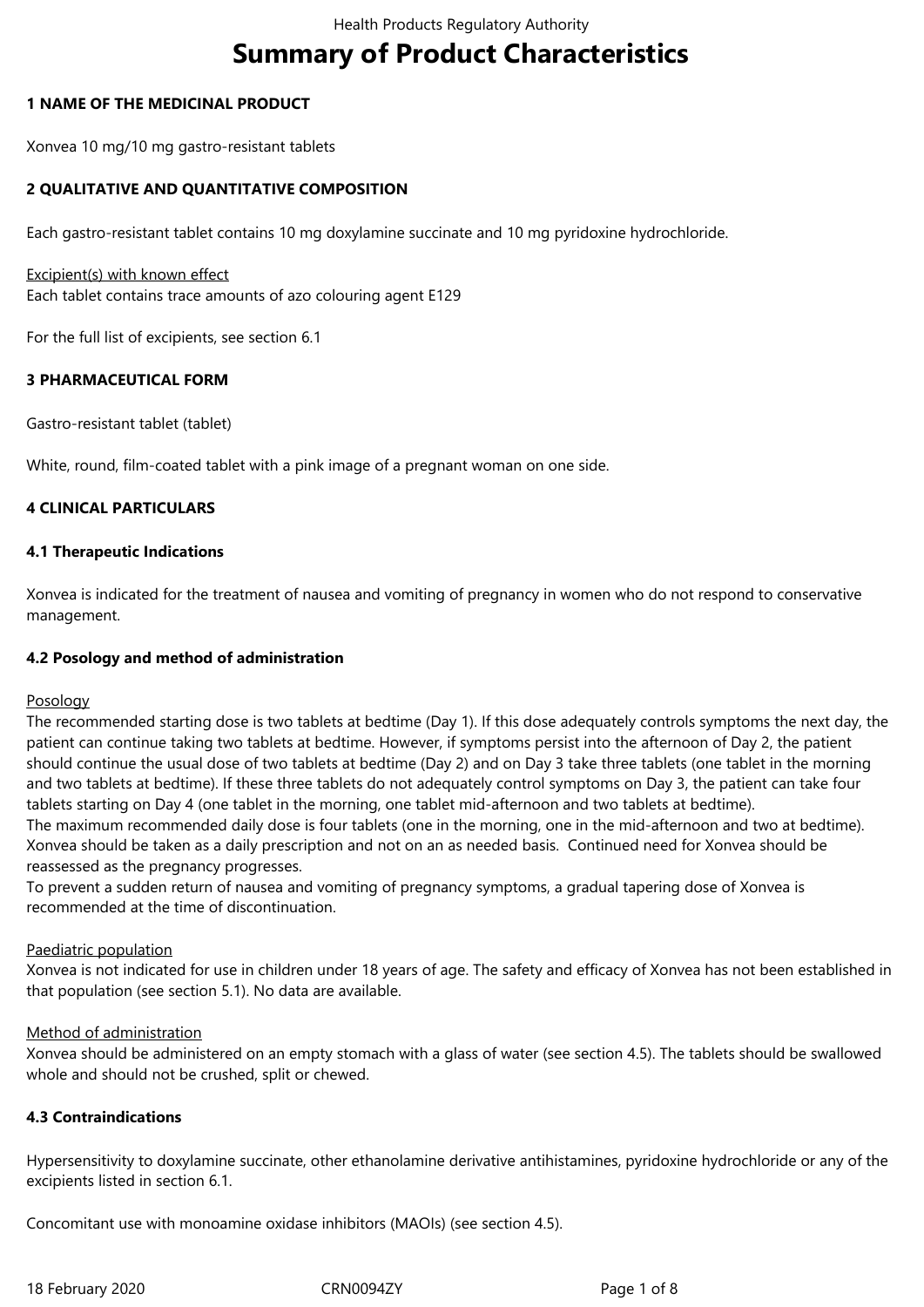# Summary of Product Characteristics

## 1 NAME OF THE MEDICINAL PRODUCT

Xonvea 10 mg/10 mg gastro-resistant tablets

## 2 QUALITATIVE AND QUANTITATIVE COMPOSITION

Each gastro-resistant tablet contains 10 mg doxylamine succinate and 10 mg pyridoxine hydrochloride.

Excipient(s) with known effect
Each tablet contains trace amounts of azo colouring agent E129

For the full list of excipients, see section 6.1

## 3 PHARMACEUTICAL FORM

Gastro-resistant tablet (tablet)

White, round, film-coated tablet with a pink image of a pregnant woman on one side.

## 4 CLINICAL PARTICULARS

### 4.1 Therapeutic Indications

Xonvea is indicated for the treatment of nausea and vomiting of pregnancy in women who do not respond to conservative management.

### 4.2 Posology and method of administration

Posology
The recommended starting dose is two tablets at bedtime (Day 1). If this dose adequately controls symptoms the next day, the patient can continue taking two tablets at bedtime. However, if symptoms persist into the afternoon of Day 2, the patient should continue the usual dose of two tablets at bedtime (Day 2) and on Day 3 take three tablets (one tablet in the morning and two tablets at bedtime). If these three tablets do not adequately control symptoms on Day 3, the patient can take four tablets starting on Day 4 (one tablet in the morning, one tablet mid-afternoon and two tablets at bedtime).
The maximum recommended daily dose is four tablets (one in the morning, one in the mid-afternoon and two at bedtime). Xonvea should be taken as a daily prescription and not on an as needed basis. Continued need for Xonvea should be reassessed as the pregnancy progresses.
To prevent a sudden return of nausea and vomiting of pregnancy symptoms, a gradual tapering dose of Xonvea is recommended at the time of discontinuation.

Paediatric population
Xonvea is not indicated for use in children under 18 years of age. The safety and efficacy of Xonvea has not been established in that population (see section 5.1). No data are available.

Method of administration
Xonvea should be administered on an empty stomach with a glass of water (see section 4.5). The tablets should be swallowed whole and should not be crushed, split or chewed.

### 4.3 Contraindications

Hypersensitivity to doxylamine succinate, other ethanolamine derivative antihistamines, pyridoxine hydrochloride or any of the excipients listed in section 6.1.

Concomitant use with monoamine oxidase inhibitors (MAOIs) (see section 4.5).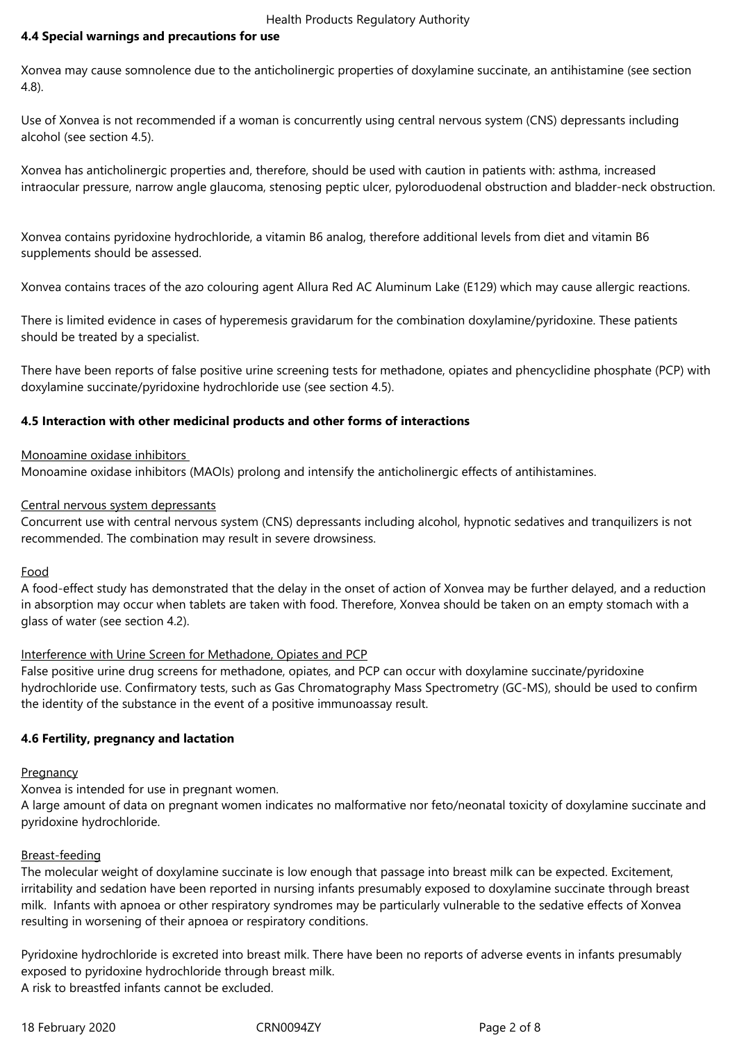**4.4 Special warnings and precautions for use**

Xonvea may cause somnolence due to the anticholinergic properties of doxylamine succinate, an antihistamine (see section 4.8).

Use of Xonvea is not recommended if a woman is concurrently using central nervous system (CNS) depressants including alcohol (see section 4.5).

Xonvea has anticholinergic properties and, therefore, should be used with caution in patients with: asthma, increased intraocular pressure, narrow angle glaucoma, stenosing peptic ulcer, pyloroduodenal obstruction and bladder-neck obstruction.

Xonvea contains pyridoxine hydrochloride, a vitamin B6 analog, therefore additional levels from diet and vitamin B6 supplements should be assessed.

Xonvea contains traces of the azo colouring agent Allura Red AC Aluminum Lake (E129) which may cause allergic reactions.

There is limited evidence in cases of hyperemesis gravidarum for the combination doxylamine/pyridoxine. These patients should be treated by a specialist.

There have been reports of false positive urine screening tests for methadone, opiates and phencyclidine phosphate (PCP) with doxylamine succinate/pyridoxine hydrochloride use (see section 4.5).

**4.5 Interaction with other medicinal products and other forms of interactions**

Monoamine oxidase inhibitors

Monoamine oxidase inhibitors (MAOIs) prolong and intensify the anticholinergic effects of antihistamines.

Central nervous system depressants

Concurrent use with central nervous system (CNS) depressants including alcohol, hypnotic sedatives and tranquilizers is not recommended. The combination may result in severe drowsiness.

Food

A food-effect study has demonstrated that the delay in the onset of action of Xonvea may be further delayed, and a reduction in absorption may occur when tablets are taken with food. Therefore, Xonvea should be taken on an empty stomach with a glass of water (see section 4.2).

Interference with Urine Screen for Methadone, Opiates and PCP

False positive urine drug screens for methadone, opiates, and PCP can occur with doxylamine succinate/pyridoxine hydrochloride use. Confirmatory tests, such as Gas Chromatography Mass Spectrometry (GC-MS), should be used to confirm the identity of the substance in the event of a positive immunoassay result.

**4.6 Fertility, pregnancy and lactation**

Pregnancy

Xonvea is intended for use in pregnant women.
A large amount of data on pregnant women indicates no malformative nor feto/neonatal toxicity of doxylamine succinate and pyridoxine hydrochloride.

Breast-feeding

The molecular weight of doxylamine succinate is low enough that passage into breast milk can be expected. Excitement, irritability and sedation have been reported in nursing infants presumably exposed to doxylamine succinate through breast milk. Infants with apnoea or other respiratory syndromes may be particularly vulnerable to the sedative effects of Xonvea resulting in worsening of their apnoea or respiratory conditions.

Pyridoxine hydrochloride is excreted into breast milk. There have been no reports of adverse events in infants presumably exposed to pyridoxine hydrochloride through breast milk.
A risk to breastfed infants cannot be excluded.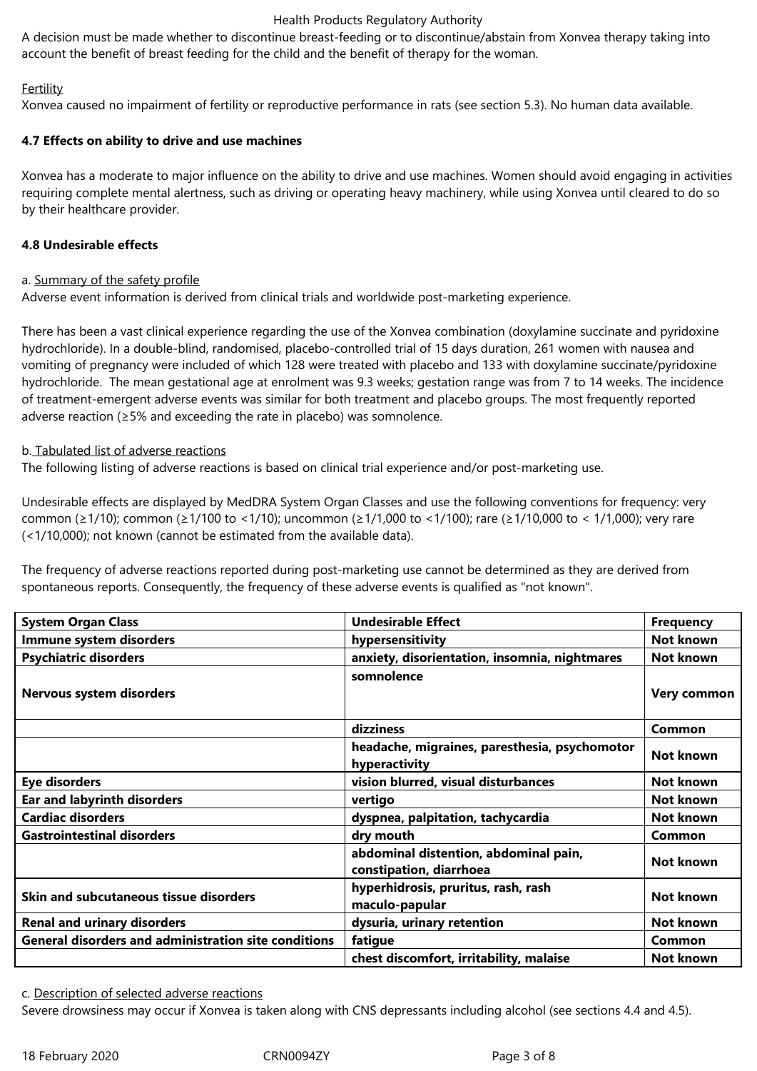A decision must be made whether to discontinue breast-feeding or to discontinue/abstain from Xonvea therapy taking into account the benefit of breast feeding for the child and the benefit of therapy for the woman.

Fertility

Xonvea caused no impairment of fertility or reproductive performance in rats (see section 5.3). No human data available.

**4.7 Effects on ability to drive and use machines**

Xonvea has a moderate to major influence on the ability to drive and use machines. Women should avoid engaging in activities requiring complete mental alertness, such as driving or operating heavy machinery, while using Xonvea until cleared to do so by their healthcare provider.

**4.8 Undesirable effects**

a. Summary of the safety profile

Adverse event information is derived from clinical trials and worldwide post-marketing experience.

There has been a vast clinical experience regarding the use of the Xonvea combination (doxylamine succinate and pyridoxine hydrochloride). In a double-blind, randomised, placebo-controlled trial of 15 days duration, 261 women with nausea and vomiting of pregnancy were included of which 128 were treated with placebo and 133 with doxylamine succinate/pyridoxine hydrochloride. The mean gestational age at enrolment was 9.3 weeks; gestation range was from 7 to 14 weeks. The incidence of treatment-emergent adverse events was similar for both treatment and placebo groups. The most frequently reported adverse reaction (≥5% and exceeding the rate in placebo) was somnolence.

b. Tabulated list of adverse reactions

The following listing of adverse reactions is based on clinical trial experience and/or post-marketing use.

Undesirable effects are displayed by MedDRA System Organ Classes and use the following conventions for frequency: very common (≥1/10); common (≥1/100 to <1/10); uncommon (≥1/1,000 to <1/100); rare (≥1/10,000 to < 1/1,000); very rare (<1/10,000); not known (cannot be estimated from the available data).

The frequency of adverse reactions reported during post-marketing use cannot be determined as they are derived from spontaneous reports. Consequently, the frequency of these adverse events is qualified as "not known".

| System Organ Class | Undesirable Effect | Frequency |
|---|---|---|
| **Immune system disorders** | **hypersensitivity** | **Not known** |
| **Psychiatric disorders** | **anxiety, disorientation, insomnia, nightmares** | **Not known** |
| **Nervous system disorders** | **somnolence** | **Very common** |
| | **dizziness** | **Common** |
| | **headache, migraines, paresthesia, psychomotor hyperactivity** | **Not known** |
| **Eye disorders** | **vision blurred, visual disturbances** | **Not known** |
| **Ear and labyrinth disorders** | **vertigo** | **Not known** |
| **Cardiac disorders** | **dyspnea, palpitation, tachycardia** | **Not known** |
| **Gastrointestinal disorders** | **dry mouth** | **Common** |
| | **abdominal distention, abdominal pain, constipation, diarrhoea** | **Not known** |
| **Skin and subcutaneous tissue disorders** | **hyperhidrosis, pruritus, rash, rash maculo-papular** | **Not known** |
| **Renal and urinary disorders** | **dysuria, urinary retention** | **Not known** |
| **General disorders and administration site conditions** | **fatigue** | **Common** |
| | **chest discomfort, irritability, malaise** | **Not known** |

c. Description of selected adverse reactions

Severe drowsiness may occur if Xonvea is taken along with CNS depressants including alcohol (see sections 4.4 and 4.5).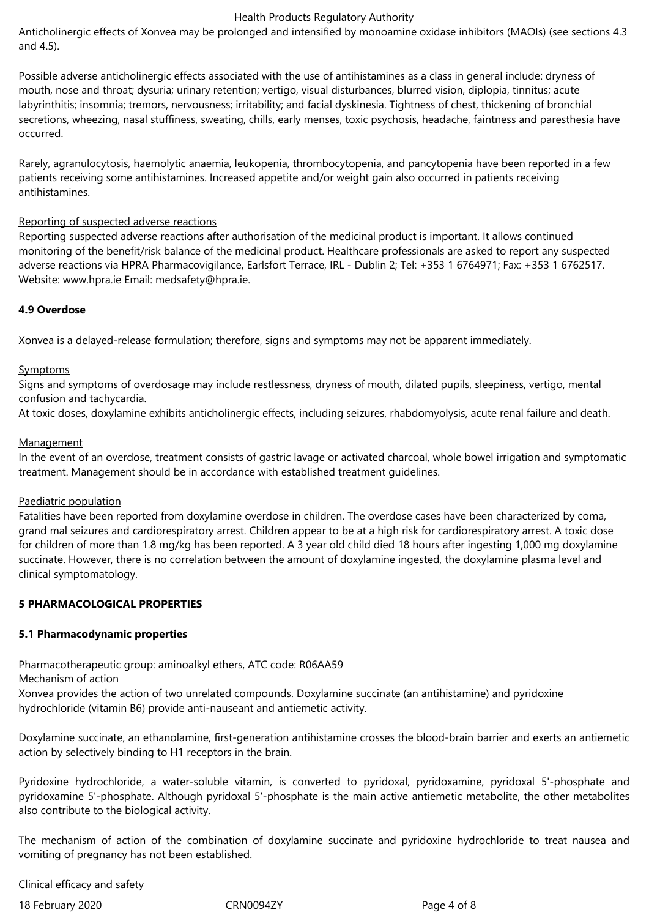Anticholinergic effects of Xonvea may be prolonged and intensified by monoamine oxidase inhibitors (MAOIs) (see sections 4.3 and 4.5).

Possible adverse anticholinergic effects associated with the use of antihistamines as a class in general include: dryness of mouth, nose and throat; dysuria; urinary retention; vertigo, visual disturbances, blurred vision, diplopia, tinnitus; acute labyrinthitis; insomnia; tremors, nervousness; irritability; and facial dyskinesia. Tightness of chest, thickening of bronchial secretions, wheezing, nasal stuffiness, sweating, chills, early menses, toxic psychosis, headache, faintness and paresthesia have occurred.

Rarely, agranulocytosis, haemolytic anaemia, leukopenia, thrombocytopenia, and pancytopenia have been reported in a few patients receiving some antihistamines. Increased appetite and/or weight gain also occurred in patients receiving antihistamines.

Reporting of suspected adverse reactions

Reporting suspected adverse reactions after authorisation of the medicinal product is important. It allows continued monitoring of the benefit/risk balance of the medicinal product. Healthcare professionals are asked to report any suspected adverse reactions via HPRA Pharmacovigilance, Earlsfort Terrace, IRL - Dublin 2; Tel: +353 1 6764971; Fax: +353 1 6762517. Website: www.hpra.ie Email: medsafety@hpra.ie.

### 4.9 Overdose

Xonvea is a delayed-release formulation; therefore, signs and symptoms may not be apparent immediately.

Symptoms

Signs and symptoms of overdosage may include restlessness, dryness of mouth, dilated pupils, sleepiness, vertigo, mental confusion and tachycardia.
At toxic doses, doxylamine exhibits anticholinergic effects, including seizures, rhabdomyolysis, acute renal failure and death.

Management

In the event of an overdose, treatment consists of gastric lavage or activated charcoal, whole bowel irrigation and symptomatic treatment. Management should be in accordance with established treatment guidelines.

Paediatric population

Fatalities have been reported from doxylamine overdose in children. The overdose cases have been characterized by coma, grand mal seizures and cardiorespiratory arrest. Children appear to be at a high risk for cardiorespiratory arrest. A toxic dose for children of more than 1.8 mg/kg has been reported. A 3 year old child died 18 hours after ingesting 1,000 mg doxylamine succinate. However, there is no correlation between the amount of doxylamine ingested, the doxylamine plasma level and clinical symptomatology.

## 5 PHARMACOLOGICAL PROPERTIES

### 5.1 Pharmacodynamic properties

Pharmacotherapeutic group: aminoalkyl ethers, ATC code: R06AA59

Mechanism of action

Xonvea provides the action of two unrelated compounds. Doxylamine succinate (an antihistamine) and pyridoxine hydrochloride (vitamin B6) provide anti-nauseant and antiemetic activity.

Doxylamine succinate, an ethanolamine, first-generation antihistamine crosses the blood-brain barrier and exerts an antiemetic action by selectively binding to H1 receptors in the brain.

Pyridoxine hydrochloride, a water-soluble vitamin, is converted to pyridoxal, pyridoxamine, pyridoxal 5'-phosphate and pyridoxamine 5'-phosphate. Although pyridoxal 5'-phosphate is the main active antiemetic metabolite, the other metabolites also contribute to the biological activity.

The mechanism of action of the combination of doxylamine succinate and pyridoxine hydrochloride to treat nausea and vomiting of pregnancy has not been established.

Clinical efficacy and safety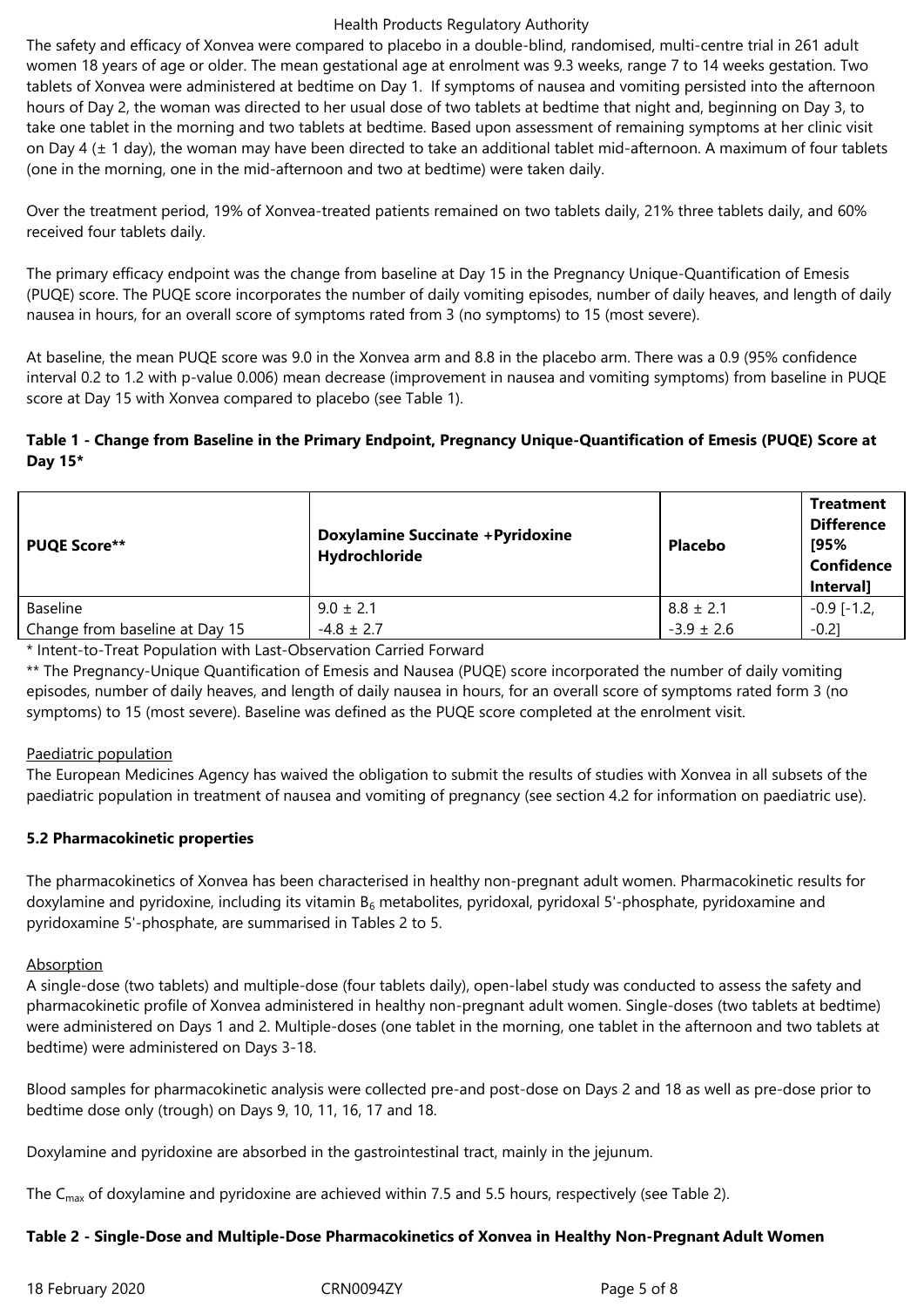The safety and efficacy of Xonvea were compared to placebo in a double-blind, randomised, multi-centre trial in 261 adult women 18 years of age or older. The mean gestational age at enrolment was 9.3 weeks, range 7 to 14 weeks gestation. Two tablets of Xonvea were administered at bedtime on Day 1. If symptoms of nausea and vomiting persisted into the afternoon hours of Day 2, the woman was directed to her usual dose of two tablets at bedtime that night and, beginning on Day 3, to take one tablet in the morning and two tablets at bedtime. Based upon assessment of remaining symptoms at her clinic visit on Day 4 (± 1 day), the woman may have been directed to take an additional tablet mid-afternoon. A maximum of four tablets (one in the morning, one in the mid-afternoon and two at bedtime) were taken daily.

Over the treatment period, 19% of Xonvea-treated patients remained on two tablets daily, 21% three tablets daily, and 60% received four tablets daily.

The primary efficacy endpoint was the change from baseline at Day 15 in the Pregnancy Unique-Quantification of Emesis (PUQE) score. The PUQE score incorporates the number of daily vomiting episodes, number of daily heaves, and length of daily nausea in hours, for an overall score of symptoms rated from 3 (no symptoms) to 15 (most severe).

At baseline, the mean PUQE score was 9.0 in the Xonvea arm and 8.8 in the placebo arm. There was a 0.9 (95% confidence interval 0.2 to 1.2 with p-value 0.006) mean decrease (improvement in nausea and vomiting symptoms) from baseline in PUQE score at Day 15 with Xonvea compared to placebo (see Table 1).

**Table 1 - Change from Baseline in the Primary Endpoint, Pregnancy Unique-Quantification of Emesis (PUQE) Score at Day 15***

| PUQE Score** | Doxylamine Succinate +Pyridoxine Hydrochloride | Placebo | Treatment Difference [95% Confidence Interval] |
|---|---|---|---|
| Baseline | 9.0 ± 2.1 | 8.8 ± 2.1 | -0.9 [-1.2, -0.2] |
| Change from baseline at Day 15 | -4.8 ± 2.7 | -3.9 ± 2.6 | |

* Intent-to-Treat Population with Last-Observation Carried Forward

** The Pregnancy-Unique Quantification of Emesis and Nausea (PUQE) score incorporated the number of daily vomiting episodes, number of daily heaves, and length of daily nausea in hours, for an overall score of symptoms rated form 3 (no symptoms) to 15 (most severe). Baseline was defined as the PUQE score completed at the enrolment visit.

Paediatric population

The European Medicines Agency has waived the obligation to submit the results of studies with Xonvea in all subsets of the paediatric population in treatment of nausea and vomiting of pregnancy (see section 4.2 for information on paediatric use).

**5.2 Pharmacokinetic properties**

The pharmacokinetics of Xonvea has been characterised in healthy non-pregnant adult women. Pharmacokinetic results for doxylamine and pyridoxine, including its vitamin $B_6$ metabolites, pyridoxal, pyridoxal 5'-phosphate, pyridoxamine and pyridoxamine 5'-phosphate, are summarised in Tables 2 to 5.

Absorption

A single-dose (two tablets) and multiple-dose (four tablets daily), open-label study was conducted to assess the safety and pharmacokinetic profile of Xonvea administered in healthy non-pregnant adult women. Single-doses (two tablets at bedtime) were administered on Days 1 and 2. Multiple-doses (one tablet in the morning, one tablet in the afternoon and two tablets at bedtime) were administered on Days 3-18.

Blood samples for pharmacokinetic analysis were collected pre-and post-dose on Days 2 and 18 as well as pre-dose prior to bedtime dose only (trough) on Days 9, 10, 11, 16, 17 and 18.

Doxylamine and pyridoxine are absorbed in the gastrointestinal tract, mainly in the jejunum.

The $C_{max}$ of doxylamine and pyridoxine are achieved within 7.5 and 5.5 hours, respectively (see Table 2).

**Table 2 - Single-Dose and Multiple-Dose Pharmacokinetics of Xonvea in Healthy Non-Pregnant Adult Women**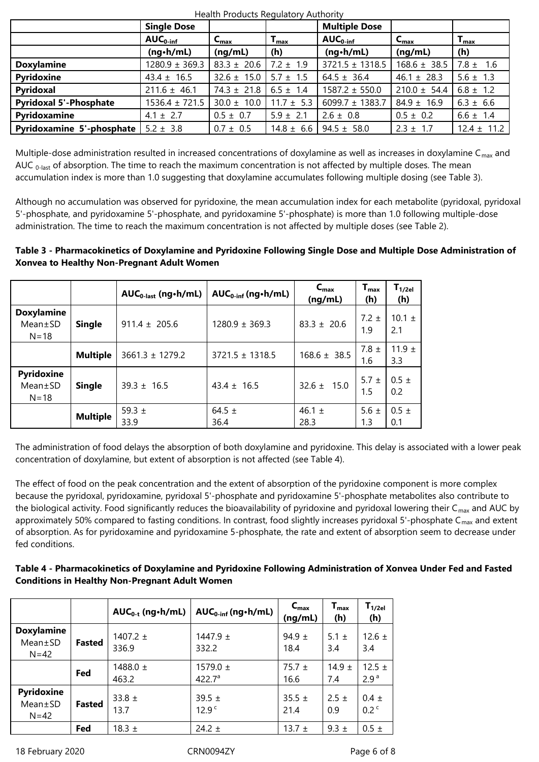| | Single Dose | | | Multiple Dose | | |
|---|---|---|---|---|---|---|
| | $AUC_{0\text{-}inf}$ | $C_{max}$ | $T_{max}$ | $AUC_{0\text{-}inf}$ | $C_{max}$ | $T_{max}$ |
| | (ng•h/mL) | (ng/mL) | (h) | (ng•h/mL) | (ng/mL) | (h) |
| **Doxylamine** | 1280.9 ± 369.3 | 83.3 ± 20.6 | 7.2 ± 1.9 | 3721.5 ± 1318.5 | 168.6 ± 38.5 | 7.8 ± 1.6 |
| **Pyridoxine** | 43.4 ± 16.5 | 32.6 ± 15.0 | 5.7 ± 1.5 | 64.5 ± 36.4 | 46.1 ± 28.3 | 5.6 ± 1.3 |
| **Pyridoxal** | 211.6 ± 46.1 | 74.3 ± 21.8 | 6.5 ± 1.4 | 1587.2 ± 550.0 | 210.0 ± 54.4 | 6.8 ± 1.2 |
| **Pyridoxal 5'-Phosphate** | 1536.4 ± 721.5 | 30.0 ± 10.0 | 11.7 ± 5.3 | 6099.7 ± 1383.7 | 84.9 ± 16.9 | 6.3 ± 6.6 |
| **Pyridoxamine** | 4.1 ± 2.7 | 0.5 ± 0.7 | 5.9 ± 2.1 | 2.6 ± 0.8 | 0.5 ± 0.2 | 6.6 ± 1.4 |
| **Pyridoxamine 5'-phosphate** | 5.2 ± 3.8 | 0.7 ± 0.5 | 14.8 ± 6.6 | 94.5 ± 58.0 | 2.3 ± 1.7 | 12.4 ± 11.2 |

Multiple-dose administration resulted in increased concentrations of doxylamine as well as increases in doxylamine $C_{max}$ and AUC $_{0\text{-}last}$ of absorption. The time to reach the maximum concentration is not affected by multiple doses. The mean accumulation index is more than 1.0 suggesting that doxylamine accumulates following multiple dosing (see Table 3).

Although no accumulation was observed for pyridoxine, the mean accumulation index for each metabolite (pyridoxal, pyridoxal 5'-phosphate, and pyridoxamine 5'-phosphate, and pyridoxamine 5'-phosphate) is more than 1.0 following multiple-dose administration. The time to reach the maximum concentration is not affected by multiple doses (see Table 2).

**Table 3 - Pharmacokinetics of Doxylamine and Pyridoxine Following Single Dose and Multiple Dose Administration of Xonvea to Healthy Non-Pregnant Adult Women**

| | | $AUC_{0\text{-}last}$ (ng•h/mL) | $AUC_{0\text{-}inf}$ (ng•h/mL) | $C_{max}$ (ng/mL) | $T_{max}$ (h) | $T_{1/2el}$ (h) |
|---|---|---|---|---|---|---|
| **Doxylamine** Mean±SD N=18 | **Single** | 911.4 ± 205.6 | 1280.9 ± 369.3 | 83.3 ± 20.6 | 7.2 ± 1.9 | 10.1 ± 2.1 |
| | **Multiple** | 3661.3 ± 1279.2 | 3721.5 ± 1318.5 | 168.6 ± 38.5 | 7.8 ± 1.6 | 11.9 ± 3.3 |
| **Pyridoxine** Mean±SD N=18 | **Single** | 39.3 ± 16.5 | 43.4 ± 16.5 | 32.6 ± 15.0 | 5.7 ± 1.5 | 0.5 ± 0.2 |
| | **Multiple** | 59.3 ± 33.9 | 64.5 ± 36.4 | 46.1 ± 28.3 | 5.6 ± 1.3 | 0.5 ± 0.1 |

The administration of food delays the absorption of both doxylamine and pyridoxine. This delay is associated with a lower peak concentration of doxylamine, but extent of absorption is not affected (see Table 4).

The effect of food on the peak concentration and the extent of absorption of the pyridoxine component is more complex because the pyridoxal, pyridoxamine, pyridoxal 5'-phosphate and pyridoxamine 5'-phosphate metabolites also contribute to the biological activity. Food significantly reduces the bioavailability of pyridoxine and pyridoxal lowering their $C_{max}$ and AUC by approximately 50% compared to fasting conditions. In contrast, food slightly increases pyridoxal 5'-phosphate $C_{max}$ and extent of absorption. As for pyridoxamine and pyridoxamine 5-phosphate, the rate and extent of absorption seem to decrease under fed conditions.

**Table 4 - Pharmacokinetics of Doxylamine and Pyridoxine Following Administration of Xonvea Under Fed and Fasted Conditions in Healthy Non-Pregnant Adult Women**

| | | $AUC_{0\text{-}t}$ (ng•h/mL) | $AUC_{0\text{-}inf}$ (ng•h/mL) | $C_{max}$ (ng/mL) | $T_{max}$ (h) | $T_{1/2el}$ (h) |
|---|---|---|---|---|---|---|
| **Doxylamine** Mean±SD N=42 | **Fasted** | 1407.2 ± 336.9 | 1447.9 ± 332.2 | 94.9 ± 18.4 | 5.1 ± 3.4 | 12.6 ± 3.4 |
| | **Fed** | 1488.0 ± 463.2 | 1579.0 ± 422.7[a] | 75.7 ± 16.6 | 14.9 ± 7.4 | 12.5 ± 2.9[a] |
| **Pyridoxine** Mean±SD N=42 | **Fasted** | 33.8 ± 13.7 | 39.5 ± 12.9[c] | 35.5 ± 21.4 | 2.5 ± 0.9 | 0.4 ± 0.2[c] |
| | **Fed** | 18.3 ± | 24.2 ± | 13.7 ± | 9.3 ± | 0.5 ± |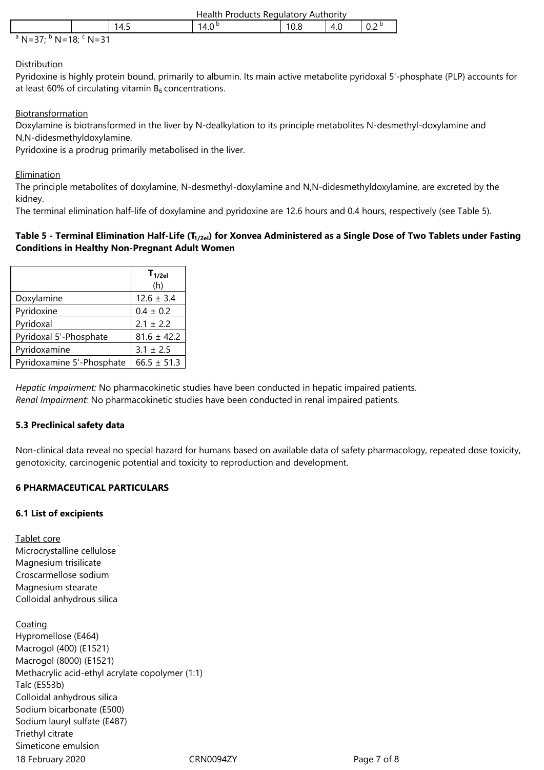| | | 14.5 | 14.0 [b] | 10.8 | 4.0 | 0.2 [b] |
|---|---|---|---|---|---|---|

[a] N=37; [b] N=18; [c] N=31

Distribution

Pyridoxine is highly protein bound, primarily to albumin. Its main active metabolite pyridoxal 5'-phosphate (PLP) accounts for at least 60% of circulating vitamin $B_6$ concentrations.

Biotransformation

Doxylamine is biotransformed in the liver by N-dealkylation to its principle metabolites N-desmethyl-doxylamine and N,N-didesmethyldoxylamine.

Pyridoxine is a prodrug primarily metabolised in the liver.

Elimination

The principle metabolites of doxylamine, N-desmethyl-doxylamine and N,N-didesmethyldoxylamine, are excreted by the kidney.

The terminal elimination half-life of doxylamine and pyridoxine are 12.6 hours and 0.4 hours, respectively (see Table 5).

**Table 5 - Terminal Elimination Half-Life ($T_{1/2el}$) for Xonvea Administered as a Single Dose of Two Tablets under Fasting Conditions in Healthy Non-Pregnant Adult Women**

| | $T_{1/2el}$ (h) |
|---|---|
| Doxylamine | 12.6 ± 3.4 |
| Pyridoxine | 0.4 ± 0.2 |
| Pyridoxal | 2.1 ± 2.2 |
| Pyridoxal 5'-Phosphate | 81.6 ± 42.2 |
| Pyridoxamine | 3.1 ± 2.5 |
| Pyridoxamine 5'-Phosphate | 66.5 ± 51.3 |

*Hepatic Impairment:* No pharmacokinetic studies have been conducted in hepatic impaired patients.
*Renal Impairment:* No pharmacokinetic studies have been conducted in renal impaired patients.

**5.3 Preclinical safety data**

Non-clinical data reveal no special hazard for humans based on available data of safety pharmacology, repeated dose toxicity, genotoxicity, carcinogenic potential and toxicity to reproduction and development.

**6 PHARMACEUTICAL PARTICULARS**

**6.1 List of excipients**

Tablet core

Microcrystalline cellulose
Magnesium trisilicate
Croscarmellose sodium
Magnesium stearate
Colloidal anhydrous silica

Coating

Hypromellose (E464)
Macrogol (400) (E1521)
Macrogol (8000) (E1521)
Methacrylic acid-ethyl acrylate copolymer (1:1)
Talc (E553b)
Colloidal anhydrous silica
Sodium bicarbonate (E500)
Sodium lauryl sulfate (E487)
Triethyl citrate
Simeticone emulsion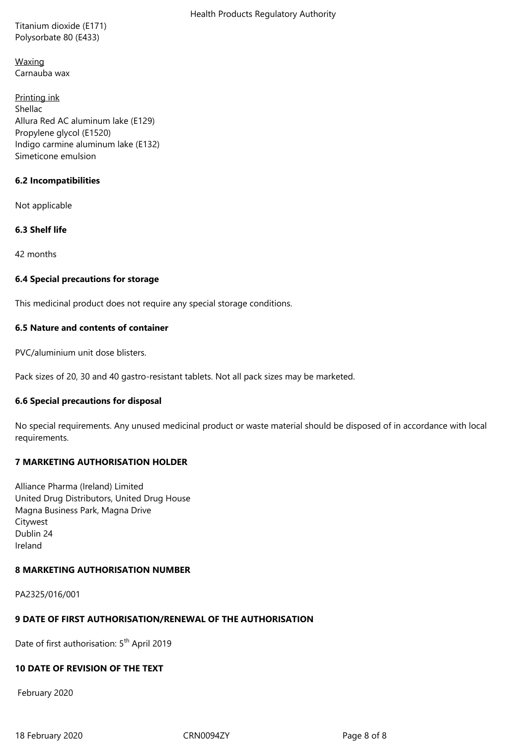Titanium dioxide (E171)
Polysorbate 80 (E433)

Waxing
Carnauba wax

Printing ink
Shellac
Allura Red AC aluminum lake (E129)
Propylene glycol (E1520)
Indigo carmine aluminum lake (E132)
Simeticone emulsion

**6.2 Incompatibilities**

Not applicable

**6.3 Shelf life**

42 months

**6.4 Special precautions for storage**

This medicinal product does not require any special storage conditions.

**6.5 Nature and contents of container**

PVC/aluminium unit dose blisters.

Pack sizes of 20, 30 and 40 gastro-resistant tablets. Not all pack sizes may be marketed.

**6.6 Special precautions for disposal**

No special requirements. Any unused medicinal product or waste material should be disposed of in accordance with local requirements.

## 7 MARKETING AUTHORISATION HOLDER

Alliance Pharma (Ireland) Limited
United Drug Distributors, United Drug House
Magna Business Park, Magna Drive
Citywest
Dublin 24
Ireland

## 8 MARKETING AUTHORISATION NUMBER

PA2325/016/001

## 9 DATE OF FIRST AUTHORISATION/RENEWAL OF THE AUTHORISATION

Date of first authorisation: 5th April 2019

## 10 DATE OF REVISION OF THE TEXT

February 2020